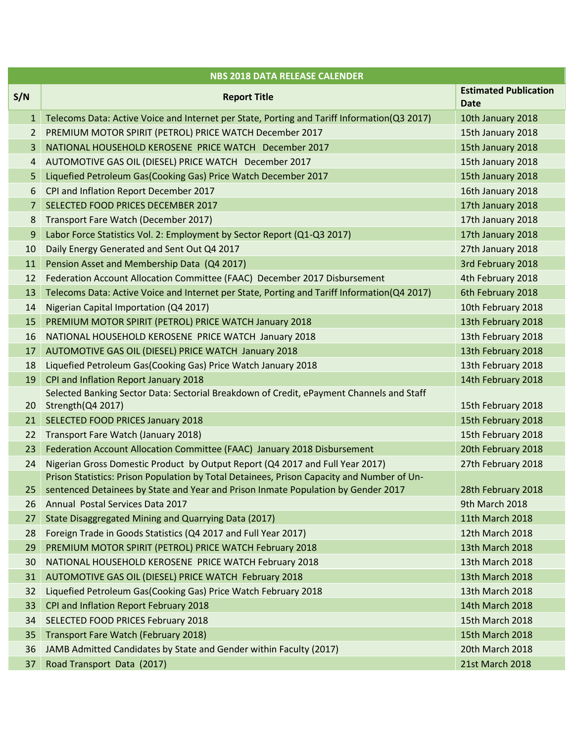| NBS 2018 DATA RELEASE CALENDER | | |
|---|---|---|
| **S/N** | **Report Title** | **Estimated Publication Date** |
| 1 | Telecoms Data: Active Voice and Internet per State, Porting and Tariff Information(Q3 2017) | 10th January 2018 |
| 2 | PREMIUM MOTOR SPIRIT (PETROL) PRICE WATCH December 2017 | 15th January 2018 |
| 3 | NATIONAL HOUSEHOLD KEROSENE PRICE WATCH December 2017 | 15th January 2018 |
| 4 | AUTOMOTIVE GAS OIL (DIESEL) PRICE WATCH December 2017 | 15th January 2018 |
| 5 | Liquefied Petroleum Gas(Cooking Gas) Price Watch December 2017 | 15th January 2018 |
| 6 | CPI and Inflation Report December 2017 | 16th January 2018 |
| 7 | SELECTED FOOD PRICES DECEMBER 2017 | 17th January 2018 |
| 8 | Transport Fare Watch (December 2017) | 17th January 2018 |
| 9 | Labor Force Statistics Vol. 2: Employment by Sector Report (Q1-Q3 2017) | 17th January 2018 |
| 10 | Daily Energy Generated and Sent Out Q4 2017 | 27th January 2018 |
| 11 | Pension Asset and Membership Data (Q4 2017) | 3rd February 2018 |
| 12 | Federation Account Allocation Committee (FAAC) December 2017 Disbursement | 4th February 2018 |
| 13 | Telecoms Data: Active Voice and Internet per State, Porting and Tariff Information(Q4 2017) | 6th February 2018 |
| 14 | Nigerian Capital Importation (Q4 2017) | 10th February 2018 |
| 15 | PREMIUM MOTOR SPIRIT (PETROL) PRICE WATCH January 2018 | 13th February 2018 |
| 16 | NATIONAL HOUSEHOLD KEROSENE PRICE WATCH January 2018 | 13th February 2018 |
| 17 | AUTOMOTIVE GAS OIL (DIESEL) PRICE WATCH January 2018 | 13th February 2018 |
| 18 | Liquefied Petroleum Gas(Cooking Gas) Price Watch January 2018 | 13th February 2018 |
| 19 | CPI and Inflation Report January 2018 | 14th February 2018 |
| 20 | Selected Banking Sector Data: Sectorial Breakdown of Credit, ePayment Channels and Staff Strength(Q4 2017) | 15th February 2018 |
| 21 | SELECTED FOOD PRICES January 2018 | 15th February 2018 |
| 22 | Transport Fare Watch (January 2018) | 15th February 2018 |
| 23 | Federation Account Allocation Committee (FAAC) January 2018 Disbursement | 20th February 2018 |
| 24 | Nigerian Gross Domestic Product by Output Report (Q4 2017 and Full Year 2017) | 27th February 2018 |
| 25 | Prison Statistics: Prison Population by Total Detainees, Prison Capacity and Number of Un-sentenced Detainees by State and Year and Prison Inmate Population by Gender 2017 | 28th February 2018 |
| 26 | Annual Postal Services Data 2017 | 9th March 2018 |
| 27 | State Disaggregated Mining and Quarrying Data (2017) | 11th March 2018 |
| 28 | Foreign Trade in Goods Statistics (Q4 2017 and Full Year 2017) | 12th March 2018 |
| 29 | PREMIUM MOTOR SPIRIT (PETROL) PRICE WATCH February 2018 | 13th March 2018 |
| 30 | NATIONAL HOUSEHOLD KEROSENE PRICE WATCH February 2018 | 13th March 2018 |
| 31 | AUTOMOTIVE GAS OIL (DIESEL) PRICE WATCH February 2018 | 13th March 2018 |
| 32 | Liquefied Petroleum Gas(Cooking Gas) Price Watch February 2018 | 13th March 2018 |
| 33 | CPI and Inflation Report February 2018 | 14th March 2018 |
| 34 | SELECTED FOOD PRICES February 2018 | 15th March 2018 |
| 35 | Transport Fare Watch (February 2018) | 15th March 2018 |
| 36 | JAMB Admitted Candidates by State and Gender within Faculty (2017) | 20th March 2018 |
| 37 | Road Transport Data (2017) | 21st March 2018 |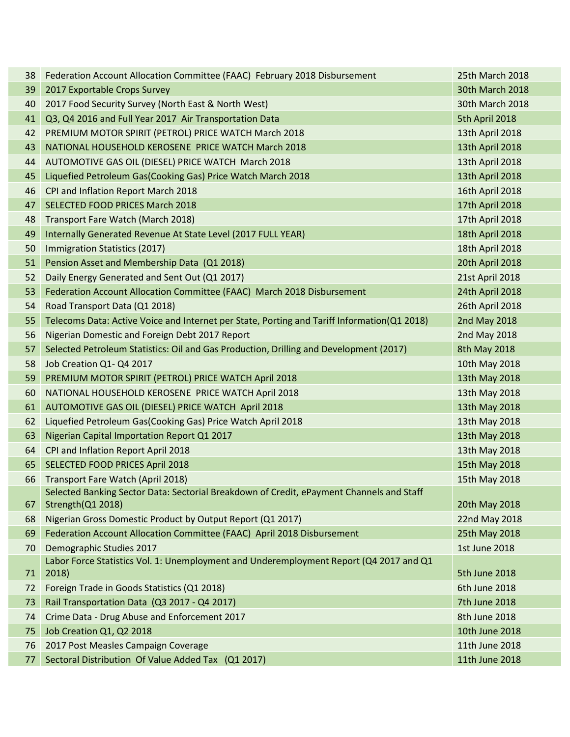| | | |
|---|---|---|
| 38 | Federation Account Allocation Committee (FAAC) February 2018 Disbursement | 25th March 2018 |
| 39 | 2017 Exportable Crops Survey | 30th March 2018 |
| 40 | 2017 Food Security Survey (North East & North West) | 30th March 2018 |
| 41 | Q3, Q4 2016 and Full Year 2017 Air Transportation Data | 5th April 2018 |
| 42 | PREMIUM MOTOR SPIRIT (PETROL) PRICE WATCH March 2018 | 13th April 2018 |
| 43 | NATIONAL HOUSEHOLD KEROSENE PRICE WATCH March 2018 | 13th April 2018 |
| 44 | AUTOMOTIVE GAS OIL (DIESEL) PRICE WATCH March 2018 | 13th April 2018 |
| 45 | Liquefied Petroleum Gas(Cooking Gas) Price Watch March 2018 | 13th April 2018 |
| 46 | CPI and Inflation Report March 2018 | 16th April 2018 |
| 47 | SELECTED FOOD PRICES March 2018 | 17th April 2018 |
| 48 | Transport Fare Watch (March 2018) | 17th April 2018 |
| 49 | Internally Generated Revenue At State Level (2017 FULL YEAR) | 18th April 2018 |
| 50 | Immigration Statistics (2017) | 18th April 2018 |
| 51 | Pension Asset and Membership Data (Q1 2018) | 20th April 2018 |
| 52 | Daily Energy Generated and Sent Out (Q1 2017) | 21st April 2018 |
| 53 | Federation Account Allocation Committee (FAAC) March 2018 Disbursement | 24th April 2018 |
| 54 | Road Transport Data (Q1 2018) | 26th April 2018 |
| 55 | Telecoms Data: Active Voice and Internet per State, Porting and Tariff Information(Q1 2018) | 2nd May 2018 |
| 56 | Nigerian Domestic and Foreign Debt 2017 Report | 2nd May 2018 |
| 57 | Selected Petroleum Statistics: Oil and Gas Production, Drilling and Development (2017) | 8th May 2018 |
| 58 | Job Creation Q1- Q4 2017 | 10th May 2018 |
| 59 | PREMIUM MOTOR SPIRIT (PETROL) PRICE WATCH April 2018 | 13th May 2018 |
| 60 | NATIONAL HOUSEHOLD KEROSENE PRICE WATCH April 2018 | 13th May 2018 |
| 61 | AUTOMOTIVE GAS OIL (DIESEL) PRICE WATCH April 2018 | 13th May 2018 |
| 62 | Liquefied Petroleum Gas(Cooking Gas) Price Watch April 2018 | 13th May 2018 |
| 63 | Nigerian Capital Importation Report Q1 2017 | 13th May 2018 |
| 64 | CPI and Inflation Report April 2018 | 13th May 2018 |
| 65 | SELECTED FOOD PRICES April 2018 | 15th May 2018 |
| 66 | Transport Fare Watch (April 2018) | 15th May 2018 |
| 67 | Selected Banking Sector Data: Sectorial Breakdown of Credit, ePayment Channels and Staff Strength(Q1 2018) | 20th May 2018 |
| 68 | Nigerian Gross Domestic Product by Output Report (Q1 2017) | 22nd May 2018 |
| 69 | Federation Account Allocation Committee (FAAC) April 2018 Disbursement | 25th May 2018 |
| 70 | Demographic Studies 2017 | 1st June 2018 |
| 71 | Labor Force Statistics Vol. 1: Unemployment and Underemployment Report (Q4 2017 and Q1 2018) | 5th June 2018 |
| 72 | Foreign Trade in Goods Statistics (Q1 2018) | 6th June 2018 |
| 73 | Rail Transportation Data (Q3 2017 - Q4 2017) | 7th June 2018 |
| 74 | Crime Data - Drug Abuse and Enforcement 2017 | 8th June 2018 |
| 75 | Job Creation Q1, Q2 2018 | 10th June 2018 |
| 76 | 2017 Post Measles Campaign Coverage | 11th June 2018 |
| 77 | Sectoral Distribution Of Value Added Tax (Q1 2017) | 11th June 2018 |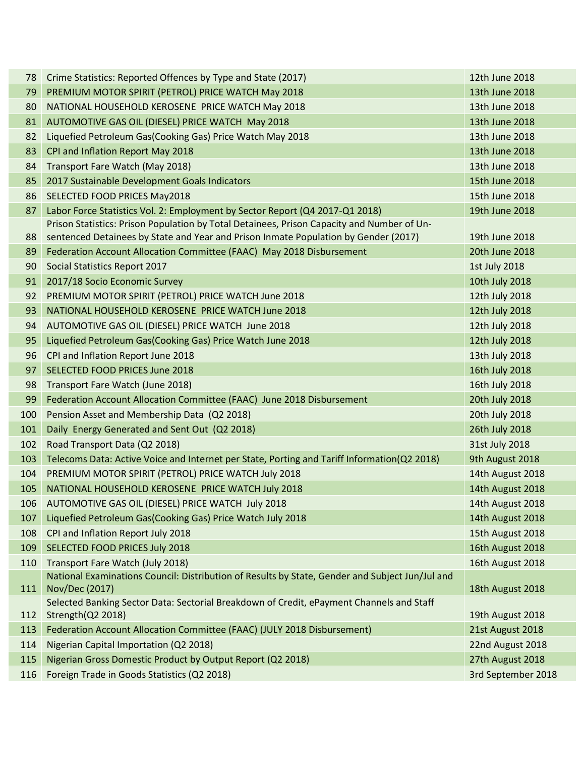| | | |
|---|---|---|
| 78 | Crime Statistics: Reported Offences by Type and State (2017) | 12th June 2018 |
| 79 | PREMIUM MOTOR SPIRIT (PETROL) PRICE WATCH May 2018 | 13th June 2018 |
| 80 | NATIONAL HOUSEHOLD KEROSENE PRICE WATCH May 2018 | 13th June 2018 |
| 81 | AUTOMOTIVE GAS OIL (DIESEL) PRICE WATCH May 2018 | 13th June 2018 |
| 82 | Liquefied Petroleum Gas(Cooking Gas) Price Watch May 2018 | 13th June 2018 |
| 83 | CPI and Inflation Report May 2018 | 13th June 2018 |
| 84 | Transport Fare Watch (May 2018) | 13th June 2018 |
| 85 | 2017 Sustainable Development Goals Indicators | 15th June 2018 |
| 86 | SELECTED FOOD PRICES May2018 | 15th June 2018 |
| 87 | Labor Force Statistics Vol. 2: Employment by Sector Report (Q4 2017-Q1 2018) | 19th June 2018 |
| 88 | Prison Statistics: Prison Population by Total Detainees, Prison Capacity and Number of Un-sentenced Detainees by State and Year and Prison Inmate Population by Gender (2017) | 19th June 2018 |
| 89 | Federation Account Allocation Committee (FAAC) May 2018 Disbursement | 20th June 2018 |
| 90 | Social Statistics Report 2017 | 1st July 2018 |
| 91 | 2017/18 Socio Economic Survey | 10th July 2018 |
| 92 | PREMIUM MOTOR SPIRIT (PETROL) PRICE WATCH June 2018 | 12th July 2018 |
| 93 | NATIONAL HOUSEHOLD KEROSENE PRICE WATCH June 2018 | 12th July 2018 |
| 94 | AUTOMOTIVE GAS OIL (DIESEL) PRICE WATCH June 2018 | 12th July 2018 |
| 95 | Liquefied Petroleum Gas(Cooking Gas) Price Watch June 2018 | 12th July 2018 |
| 96 | CPI and Inflation Report June 2018 | 13th July 2018 |
| 97 | SELECTED FOOD PRICES June 2018 | 16th July 2018 |
| 98 | Transport Fare Watch (June 2018) | 16th July 2018 |
| 99 | Federation Account Allocation Committee (FAAC) June 2018 Disbursement | 20th July 2018 |
| 100 | Pension Asset and Membership Data (Q2 2018) | 20th July 2018 |
| 101 | Daily Energy Generated and Sent Out (Q2 2018) | 26th July 2018 |
| 102 | Road Transport Data (Q2 2018) | 31st July 2018 |
| 103 | Telecoms Data: Active Voice and Internet per State, Porting and Tariff Information(Q2 2018) | 9th August 2018 |
| 104 | PREMIUM MOTOR SPIRIT (PETROL) PRICE WATCH July 2018 | 14th August 2018 |
| 105 | NATIONAL HOUSEHOLD KEROSENE PRICE WATCH July 2018 | 14th August 2018 |
| 106 | AUTOMOTIVE GAS OIL (DIESEL) PRICE WATCH July 2018 | 14th August 2018 |
| 107 | Liquefied Petroleum Gas(Cooking Gas) Price Watch July 2018 | 14th August 2018 |
| 108 | CPI and Inflation Report July 2018 | 15th August 2018 |
| 109 | SELECTED FOOD PRICES July 2018 | 16th August 2018 |
| 110 | Transport Fare Watch (July 2018) | 16th August 2018 |
| 111 | National Examinations Council: Distribution of Results by State, Gender and Subject Jun/Jul and Nov/Dec (2017) | 18th August 2018 |
| 112 | Selected Banking Sector Data: Sectorial Breakdown of Credit, ePayment Channels and Staff Strength(Q2 2018) | 19th August 2018 |
| 113 | Federation Account Allocation Committee (FAAC) (JULY 2018 Disbursement) | 21st August 2018 |
| 114 | Nigerian Capital Importation (Q2 2018) | 22nd August 2018 |
| 115 | Nigerian Gross Domestic Product by Output Report (Q2 2018) | 27th August 2018 |
| 116 | Foreign Trade in Goods Statistics (Q2 2018) | 3rd September 2018 |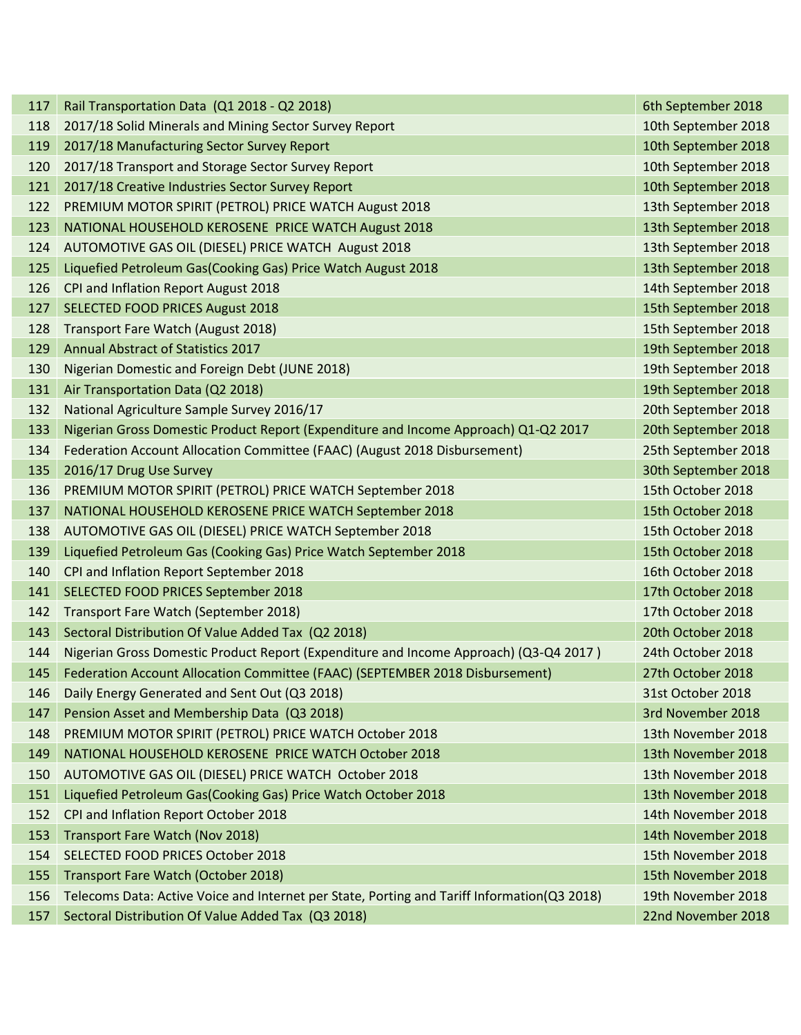| 117 | Rail Transportation Data (Q1 2018 - Q2 2018) | 6th September 2018 |
|---|---|---|
| 118 | 2017/18 Solid Minerals and Mining Sector Survey Report | 10th September 2018 |
| 119 | 2017/18 Manufacturing Sector Survey Report | 10th September 2018 |
| 120 | 2017/18 Transport and Storage Sector Survey Report | 10th September 2018 |
| 121 | 2017/18 Creative Industries Sector Survey Report | 10th September 2018 |
| 122 | PREMIUM MOTOR SPIRIT (PETROL) PRICE WATCH August 2018 | 13th September 2018 |
| 123 | NATIONAL HOUSEHOLD KEROSENE PRICE WATCH August 2018 | 13th September 2018 |
| 124 | AUTOMOTIVE GAS OIL (DIESEL) PRICE WATCH August 2018 | 13th September 2018 |
| 125 | Liquefied Petroleum Gas(Cooking Gas) Price Watch August 2018 | 13th September 2018 |
| 126 | CPI and Inflation Report August 2018 | 14th September 2018 |
| 127 | SELECTED FOOD PRICES August 2018 | 15th September 2018 |
| 128 | Transport Fare Watch (August 2018) | 15th September 2018 |
| 129 | Annual Abstract of Statistics 2017 | 19th September 2018 |
| 130 | Nigerian Domestic and Foreign Debt (JUNE 2018) | 19th September 2018 |
| 131 | Air Transportation Data (Q2 2018) | 19th September 2018 |
| 132 | National Agriculture Sample Survey 2016/17 | 20th September 2018 |
| 133 | Nigerian Gross Domestic Product Report (Expenditure and Income Approach) Q1-Q2 2017 | 20th September 2018 |
| 134 | Federation Account Allocation Committee (FAAC) (August 2018 Disbursement) | 25th September 2018 |
| 135 | 2016/17 Drug Use Survey | 30th September 2018 |
| 136 | PREMIUM MOTOR SPIRIT (PETROL) PRICE WATCH September 2018 | 15th October 2018 |
| 137 | NATIONAL HOUSEHOLD KEROSENE PRICE WATCH September 2018 | 15th October 2018 |
| 138 | AUTOMOTIVE GAS OIL (DIESEL) PRICE WATCH September 2018 | 15th October 2018 |
| 139 | Liquefied Petroleum Gas (Cooking Gas) Price Watch September 2018 | 15th October 2018 |
| 140 | CPI and Inflation Report September 2018 | 16th October 2018 |
| 141 | SELECTED FOOD PRICES September 2018 | 17th October 2018 |
| 142 | Transport Fare Watch (September 2018) | 17th October 2018 |
| 143 | Sectoral Distribution Of Value Added Tax (Q2 2018) | 20th October 2018 |
| 144 | Nigerian Gross Domestic Product Report (Expenditure and Income Approach) (Q3-Q4 2017 ) | 24th October 2018 |
| 145 | Federation Account Allocation Committee (FAAC) (SEPTEMBER 2018 Disbursement) | 27th October 2018 |
| 146 | Daily Energy Generated and Sent Out (Q3 2018) | 31st October 2018 |
| 147 | Pension Asset and Membership Data (Q3 2018) | 3rd November 2018 |
| 148 | PREMIUM MOTOR SPIRIT (PETROL) PRICE WATCH October 2018 | 13th November 2018 |
| 149 | NATIONAL HOUSEHOLD KEROSENE PRICE WATCH October 2018 | 13th November 2018 |
| 150 | AUTOMOTIVE GAS OIL (DIESEL) PRICE WATCH October 2018 | 13th November 2018 |
| 151 | Liquefied Petroleum Gas(Cooking Gas) Price Watch October 2018 | 13th November 2018 |
| 152 | CPI and Inflation Report October 2018 | 14th November 2018 |
| 153 | Transport Fare Watch (Nov 2018) | 14th November 2018 |
| 154 | SELECTED FOOD PRICES October 2018 | 15th November 2018 |
| 155 | Transport Fare Watch (October 2018) | 15th November 2018 |
| 156 | Telecoms Data: Active Voice and Internet per State, Porting and Tariff Information(Q3 2018) | 19th November 2018 |
| 157 | Sectoral Distribution Of Value Added Tax (Q3 2018) | 22nd November 2018 |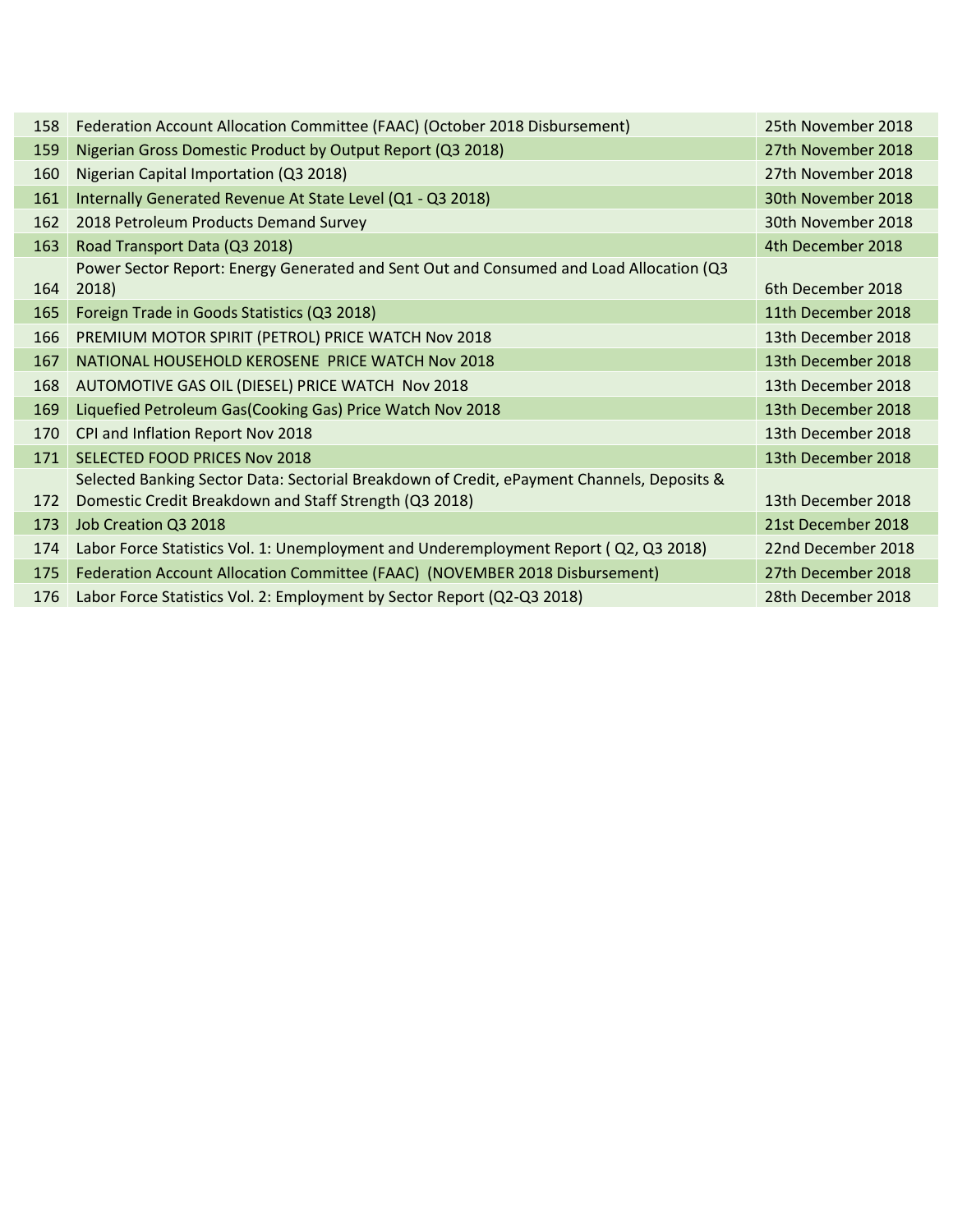| | | |
|---|---|---|
| 158 | Federation Account Allocation Committee (FAAC) (October 2018 Disbursement) | 25th November 2018 |
| 159 | Nigerian Gross Domestic Product by Output Report (Q3 2018) | 27th November 2018 |
| 160 | Nigerian Capital Importation (Q3 2018) | 27th November 2018 |
| 161 | Internally Generated Revenue At State Level (Q1 - Q3 2018) | 30th November 2018 |
| 162 | 2018 Petroleum Products Demand Survey | 30th November 2018 |
| 163 | Road Transport Data (Q3 2018) | 4th December 2018 |
| 164 | Power Sector Report: Energy Generated and Sent Out and Consumed and Load Allocation (Q3 2018) | 6th December 2018 |
| 165 | Foreign Trade in Goods Statistics (Q3 2018) | 11th December 2018 |
| 166 | PREMIUM MOTOR SPIRIT (PETROL) PRICE WATCH Nov 2018 | 13th December 2018 |
| 167 | NATIONAL HOUSEHOLD KEROSENE PRICE WATCH Nov 2018 | 13th December 2018 |
| 168 | AUTOMOTIVE GAS OIL (DIESEL) PRICE WATCH Nov 2018 | 13th December 2018 |
| 169 | Liquefied Petroleum Gas(Cooking Gas) Price Watch Nov 2018 | 13th December 2018 |
| 170 | CPI and Inflation Report Nov 2018 | 13th December 2018 |
| 171 | SELECTED FOOD PRICES Nov 2018 | 13th December 2018 |
| 172 | Selected Banking Sector Data: Sectorial Breakdown of Credit, ePayment Channels, Deposits & Domestic Credit Breakdown and Staff Strength (Q3 2018) | 13th December 2018 |
| 173 | Job Creation Q3 2018 | 21st December 2018 |
| 174 | Labor Force Statistics Vol. 1: Unemployment and Underemployment Report ( Q2, Q3 2018) | 22nd December 2018 |
| 175 | Federation Account Allocation Committee (FAAC) (NOVEMBER 2018 Disbursement) | 27th December 2018 |
| 176 | Labor Force Statistics Vol. 2: Employment by Sector Report (Q2-Q3 2018) | 28th December 2018 |